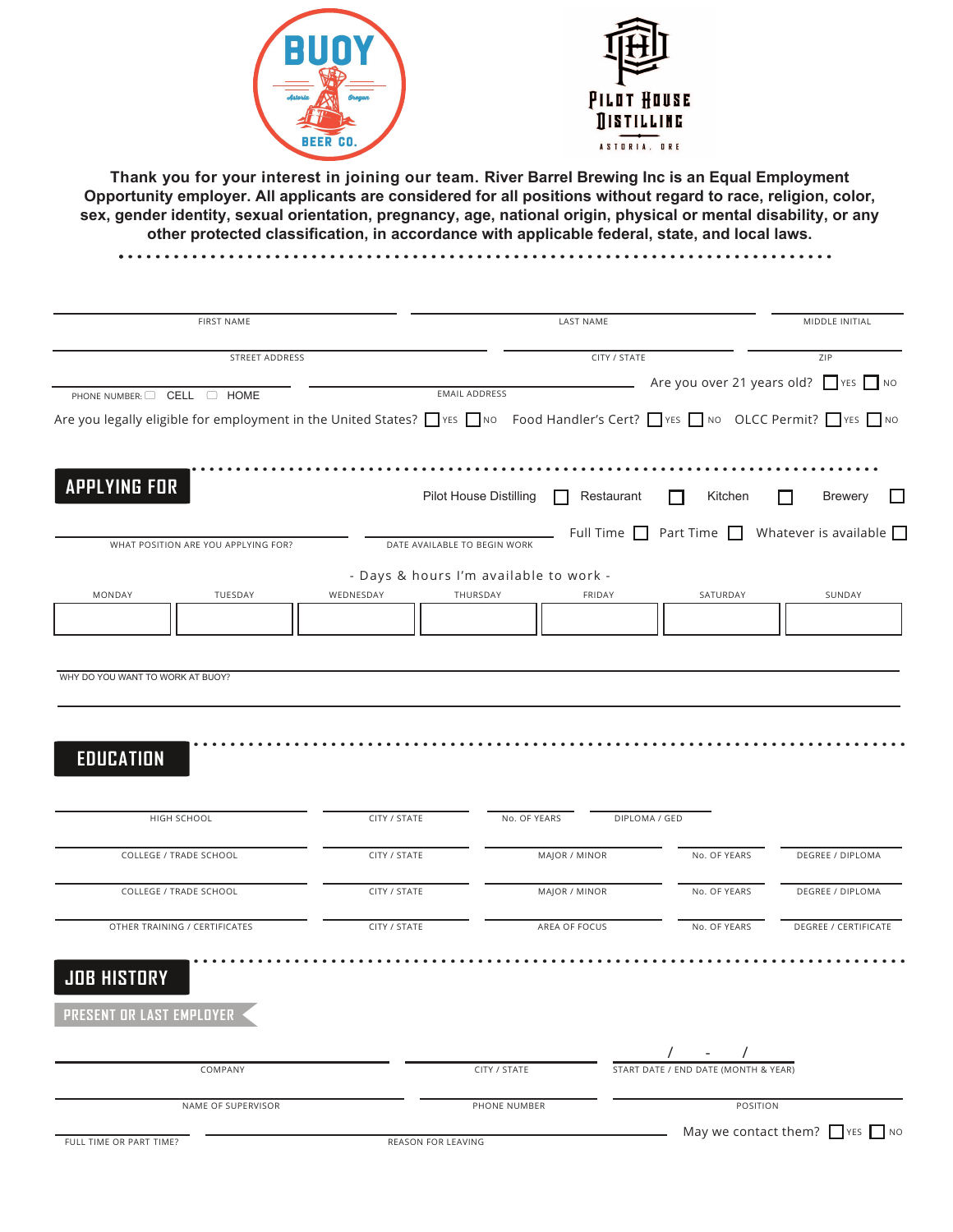BUOY BEER CO. Astoria Oregon

PILOT HOUSE DISTILLING ASTORIA, ORE

**Thank you for your interest in joining our team. River Barrel Brewing Inc is an Equal Employment Opportunity employer. All applicants are considered for all positions without regard to race, religion, color, sex, gender identity, sexual orientation, pregnancy, age, national origin, physical or mental disability, or any other protected classification, in accordance with applicable federal, state, and local laws.**

FIRST NAME ____________ LAST NAME ____________ MIDDLE INITIAL ____________

STREET ADDRESS ____________ CITY / STATE ____________ ZIP ____________

PHONE NUMBER: ☐ CELL ☐ HOME ____________ EMAIL ADDRESS ____________ Are you over 21 years old? ☐ YES ☐ NO

Are you legally eligible for employment in the United States? ☐ YES ☐ NO Food Handler's Cert? ☐ YES ☐ NO OLCC Permit? ☐ YES ☐ NO

## APPLYING FOR

Pilot House Distilling ☐ Restaurant ☐ Kitchen ☐ Brewery ☐

WHAT POSITION ARE YOU APPLYING FOR? ____________ DATE AVAILABLE TO BEGIN WORK ____________ Full Time ☐ Part Time ☐ Whatever is available ☐

- Days & hours I'm available to work -

| MONDAY | TUESDAY | WEDNESDAY | THURSDAY | FRIDAY | SATURDAY | SUNDAY |
|---|---|---|---|---|---|---|
| | | | | | | |

WHY DO YOU WANT TO WORK AT BUOY? ____________

## EDUCATION

HIGH SCHOOL ____________ CITY / STATE ____________ No. OF YEARS ____________ DIPLOMA / GED ____________

COLLEGE / TRADE SCHOOL ____________ CITY / STATE ____________ MAJOR / MINOR ____________ No. OF YEARS ____________ DEGREE / DIPLOMA ____________

COLLEGE / TRADE SCHOOL ____________ CITY / STATE ____________ MAJOR / MINOR ____________ No. OF YEARS ____________ DEGREE / DIPLOMA ____________

OTHER TRAINING / CERTIFICATES ____________ CITY / STATE ____________ AREA OF FOCUS ____________ No. OF YEARS ____________ DEGREE / CERTIFICATE ____________

## JOB HISTORY

### PRESENT OR LAST EMPLOYER

COMPANY ____________ CITY / STATE ____________ / - / START DATE / END DATE (MONTH & YEAR)

NAME OF SUPERVISOR ____________ PHONE NUMBER ____________ POSITION ____________

FULL TIME OR PART TIME? ____________ REASON FOR LEAVING ____________ May we contact them? ☐ YES ☐ NO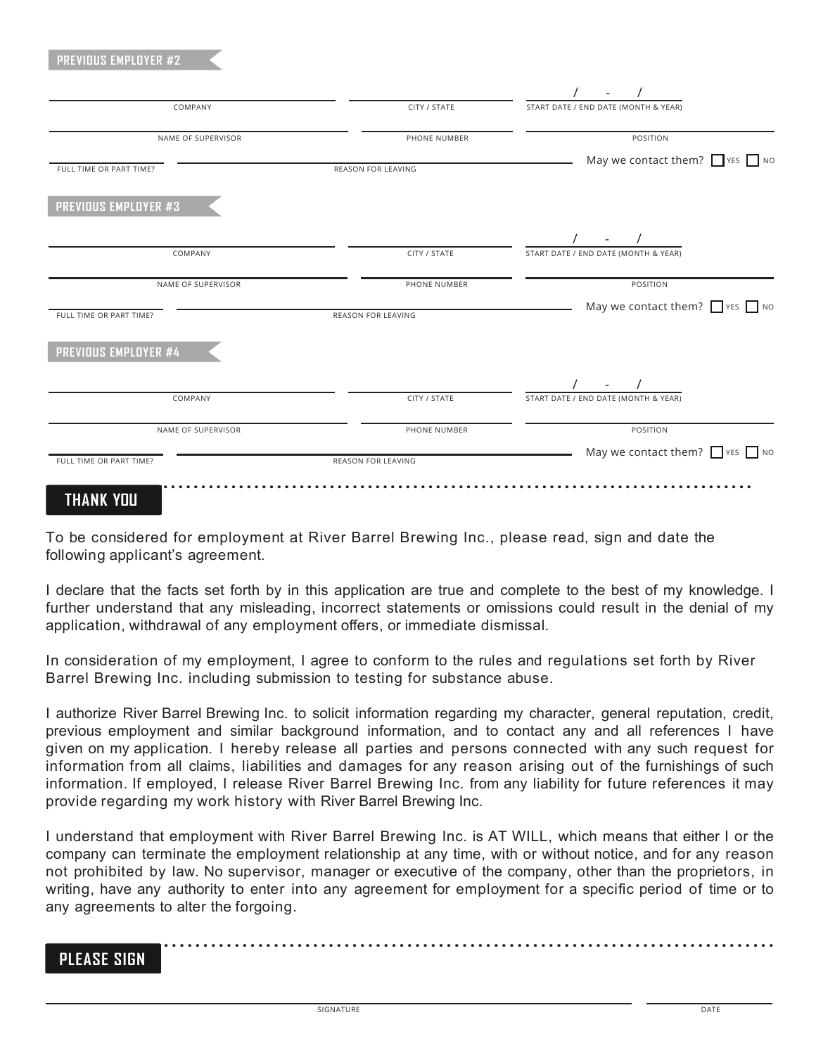## PREVIOUS EMPLOYER #2

COMPANY ____________ CITY / STATE ____________ START DATE / END DATE (MONTH & YEAR) ___/___ - ___/___

NAME OF SUPERVISOR ____________ PHONE NUMBER ____________ POSITION ____________

FULL TIME OR PART TIME? ____________ REASON FOR LEAVING ____________ May we contact them? ☐ YES ☐ NO

## PREVIOUS EMPLOYER #3

COMPANY ____________ CITY / STATE ____________ START DATE / END DATE (MONTH & YEAR) ___/___ - ___/___

NAME OF SUPERVISOR ____________ PHONE NUMBER ____________ POSITION ____________

FULL TIME OR PART TIME? ____________ REASON FOR LEAVING ____________ May we contact them? ☐ YES ☐ NO

## PREVIOUS EMPLOYER #4

COMPANY ____________ CITY / STATE ____________ START DATE / END DATE (MONTH & YEAR) ___/___ - ___/___

NAME OF SUPERVISOR ____________ PHONE NUMBER ____________ POSITION ____________

FULL TIME OR PART TIME? ____________ REASON FOR LEAVING ____________ May we contact them? ☐ YES ☐ NO

## THANK YOU

To be considered for employment at River Barrel Brewing Inc., please read, sign and date the following applicant's agreement.

I declare that the facts set forth by in this application are true and complete to the best of my knowledge. I further understand that any misleading, incorrect statements or omissions could result in the denial of my application, withdrawal of any employment offers, or immediate dismissal.

In consideration of my employment, I agree to conform to the rules and regulations set forth by River Barrel Brewing Inc. including submission to testing for substance abuse.

I authorize River Barrel Brewing Inc. to solicit information regarding my character, general reputation, credit, previous employment and similar background information, and to contact any and all references I have given on my application. I hereby release all parties and persons connected with any such request for information from all claims, liabilities and damages for any reason arising out of the furnishings of such information. If employed, I release River Barrel Brewing Inc. from any liability for future references it may provide regarding my work history with River Barrel Brewing Inc.

I understand that employment with River Barrel Brewing Inc. is AT WILL, which means that either I or the company can terminate the employment relationship at any time, with or without notice, and for any reason not prohibited by law. No supervisor, manager or executive of the company, other than the proprietors, in writing, have any authority to enter into any agreement for employment for a specific period of time or to any agreements to alter the forgoing.

## PLEASE SIGN

SIGNATURE ____________________________ DATE ____________